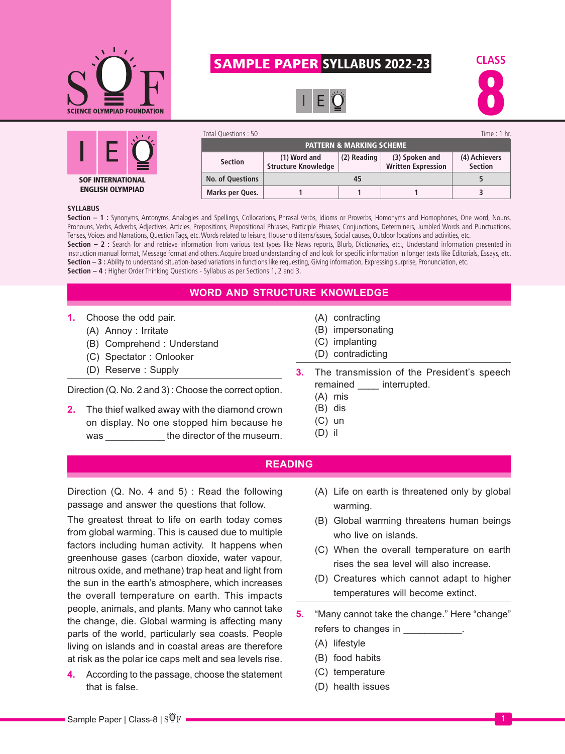# SAMPLE PAPER SYLLABUS 2022-23

**CLASS 8**

SOF INTERNATIONAL ENGLISH OLYMPIAD

Total Questions : 50 | Time : 1 hr.

| PATTERN & MARKING SCHEME | | | | |
|---|---|---|---|---|
| Section | (1) Word and Structure Knowledge | (2) Reading | (3) Spoken and Written Expression | (4) Achievers Section |
| No. of Questions | 45 | | | 5 |
| Marks per Ques. | 1 | 1 | 1 | 3 |

**SYLLABUS**

**Section – 1 :** Synonyms, Antonyms, Analogies and Spellings, Collocations, Phrasal Verbs, Idioms or Proverbs, Homonyms and Homophones, One word, Nouns, Pronouns, Verbs, Adverbs, Adjectives, Articles, Prepositions, Prepositional Phrases, Participle Phrases, Conjunctions, Determiners, Jumbled Words and Punctuations, Tenses, Voices and Narrations, Question Tags, etc. Words related to leisure, Household items/issues, Social causes, Outdoor locations and activities, etc.

**Section – 2 :** Search for and retrieve information from various text types like News reports, Blurb, Dictionaries, etc., Understand information presented in instruction manual format, Message format and others. Acquire broad understanding of and look for specific information in longer texts like Editorials, Essays, etc.

**Section – 3 :** Ability to understand situation-based variations in functions like requesting, Giving information, Expressing surprise, Pronunciation, etc.

**Section – 4 :** Higher Order Thinking Questions - Syllabus as per Sections 1, 2 and 3.

## WORD AND STRUCTURE KNOWLEDGE

**1.** Choose the odd pair.
- (A) Annoy : Irritate
- (B) Comprehend : Understand
- (C) Spectator : Onlooker
- (D) Reserve : Supply

Direction (Q. No. 2 and 3) : Choose the correct option.

**2.** The thief walked away with the diamond crown on display. No one stopped him because he was ___________ the director of the museum.
- (A) contracting
- (B) impersonating
- (C) implanting
- (D) contradicting

**3.** The transmission of the President's speech remained ____ interrupted.
- (A) mis
- (B) dis
- (C) un
- (D) il

## READING

Direction (Q. No. 4 and 5) : Read the following passage and answer the questions that follow.

The greatest threat to life on earth today comes from global warming. This is caused due to multiple factors including human activity. It happens when greenhouse gases (carbon dioxide, water vapour, nitrous oxide, and methane) trap heat and light from the sun in the earth's atmosphere, which increases the overall temperature on earth. This impacts people, animals, and plants. Many who cannot take the change, die. Global warming is affecting many parts of the world, particularly sea coasts. People living on islands and in coastal areas are therefore at risk as the polar ice caps melt and sea levels rise.

**4.** According to the passage, choose the statement that is false.
- (A) Life on earth is threatened only by global warming.
- (B) Global warming threatens human beings who live on islands.
- (C) When the overall temperature on earth rises the sea level will also increase.
- (D) Creatures which cannot adapt to higher temperatures will become extinct.

**5.** "Many cannot take the change." Here "change" refers to changes in ___________.
- (A) lifestyle
- (B) food habits
- (C) temperature
- (D) health issues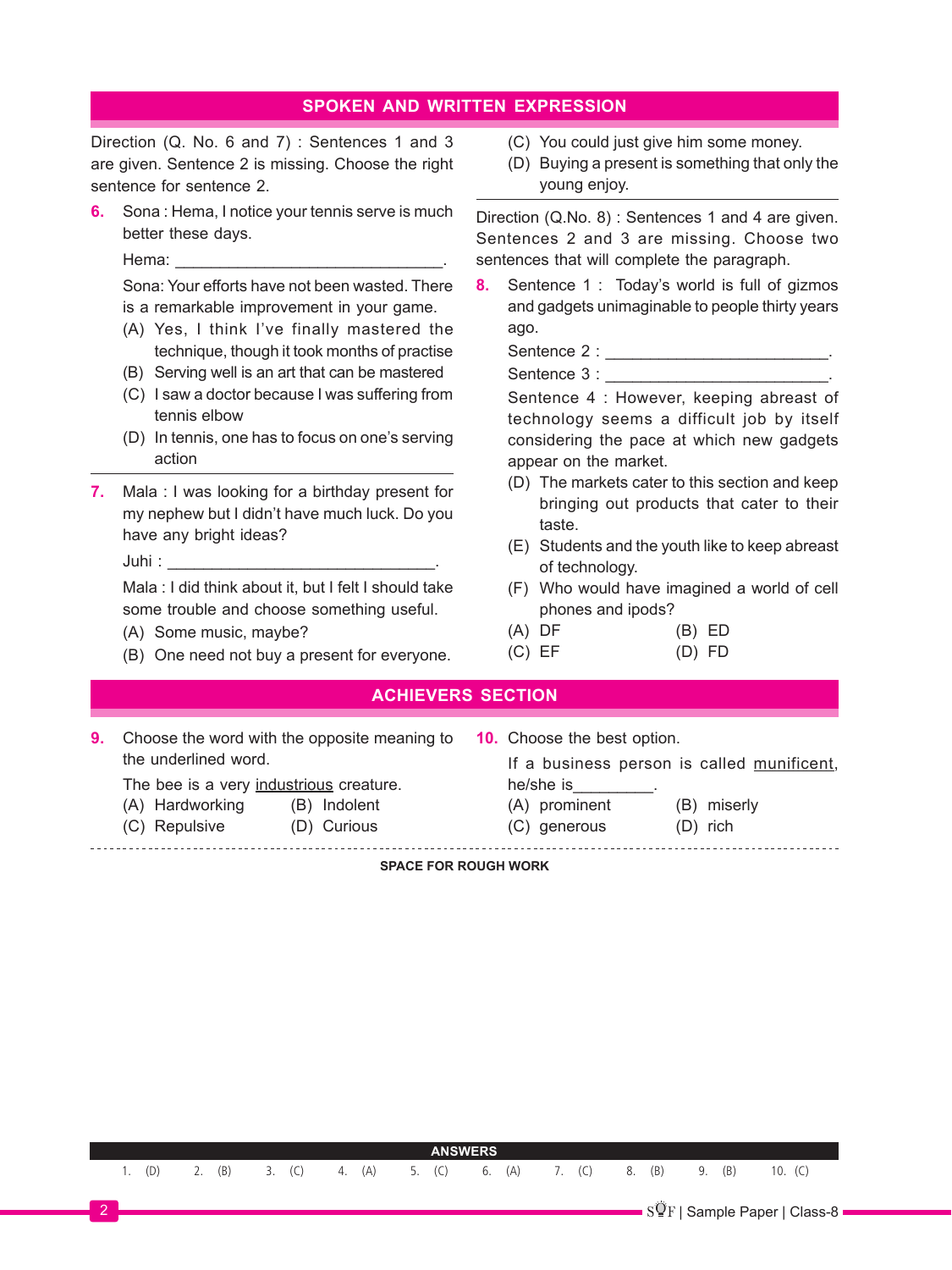## SPOKEN AND WRITTEN EXPRESSION

Direction (Q. No. 6 and 7) : Sentences 1 and 3 are given. Sentence 2 is missing. Choose the right sentence for sentence 2.

**6.** Sona : Hema, I notice your tennis serve is much better these days.

Hema: _______________________________.

Sona: Your efforts have not been wasted. There is a remarkable improvement in your game.

(A) Yes, I think I've finally mastered the technique, though it took months of practise
(B) Serving well is an art that can be mastered
(C) I saw a doctor because I was suffering from tennis elbow
(D) In tennis, one has to focus on one's serving action

**7.** Mala : I was looking for a birthday present for my nephew but I didn't have much luck. Do you have any bright ideas?

Juhi : _______________________________.

Mala : I did think about it, but I felt I should take some trouble and choose something useful.

(A) Some music, maybe?
(B) One need not buy a present for everyone.
(C) You could just give him some money.
(D) Buying a present is something that only the young enjoy.

Direction (Q.No. 8) : Sentences 1 and 4 are given. Sentences 2 and 3 are missing. Choose two sentences that will complete the paragraph.

**8.** Sentence 1 : Today's world is full of gizmos and gadgets unimaginable to people thirty years ago.

Sentence 2 : _________________________.

Sentence 3 : _________________________.

Sentence 4 : However, keeping abreast of technology seems a difficult job by itself considering the pace at which new gadgets appear on the market.

(D) The markets cater to this section and keep bringing out products that cater to their taste.
(E) Students and the youth like to keep abreast of technology.
(F) Who would have imagined a world of cell phones and ipods?

(A) DF (B) ED
(C) EF (D) FD

## ACHIEVERS SECTION

**9.** Choose the word with the opposite meaning to the underlined word.

The bee is a very <u>industrious</u> creature.

(A) Hardworking (B) Indolent
(C) Repulsive (D) Curious

**10.** Choose the best option.

If a business person is called <u>munificent</u>, he/she is_________.

(A) prominent (B) miserly
(C) generous (D) rich

SPACE FOR ROUGH WORK

**ANSWERS**

1. (D) 2. (B) 3. (C) 4. (A) 5. (C) 6. (A) 7. (C) 8. (B) 9. (B) 10. (C)